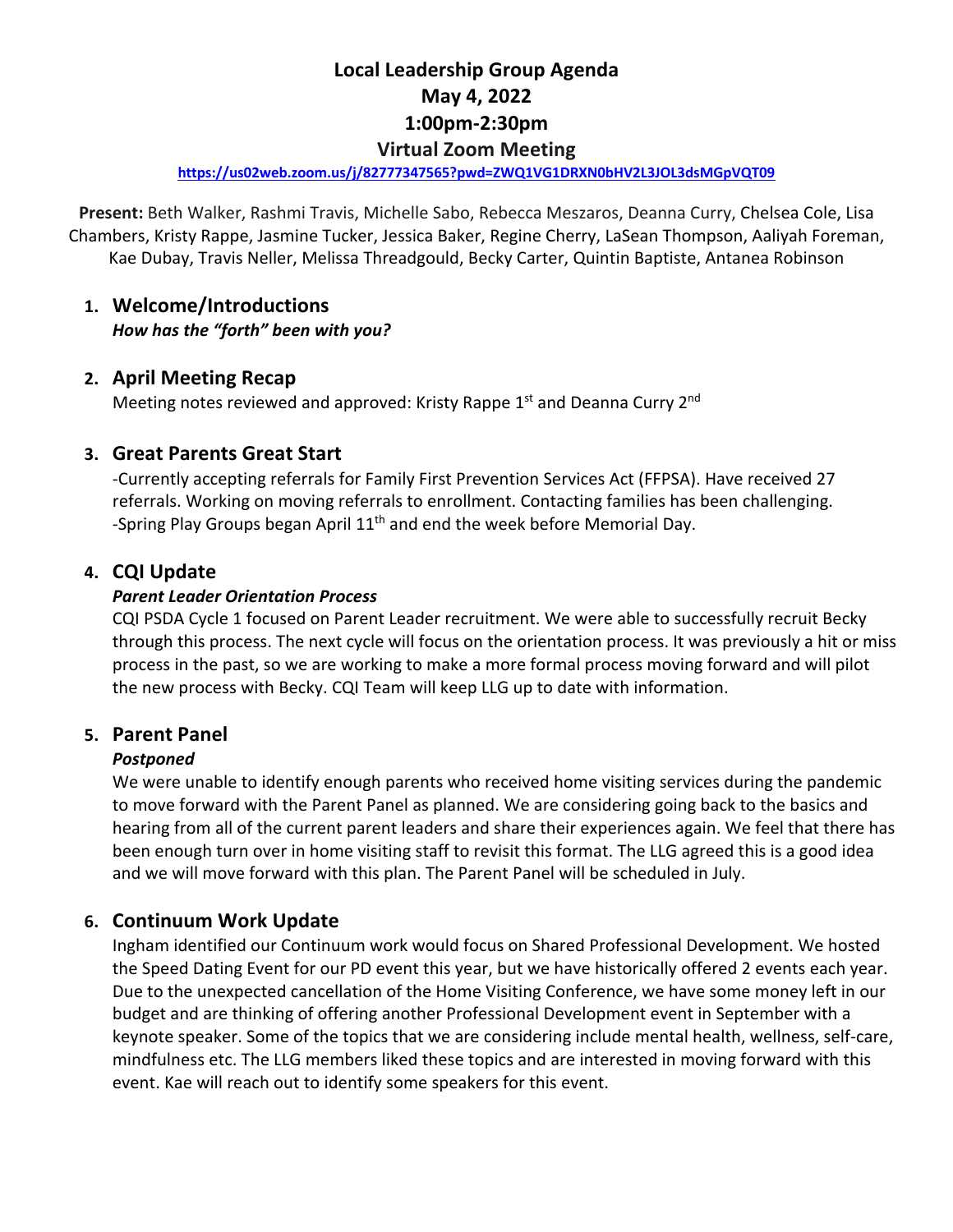# Local Leadership Group Agenda
# May 4, 2022
# 1:00pm-2:30pm
## Virtual Zoom Meeting

https://us02web.zoom.us/j/82777347565?pwd=ZWQ1VG1DRXN0bHV2L3JOL3dsMGpVQT09

**Present:** Beth Walker, Rashmi Travis, Michelle Sabo, Rebecca Meszaros, Deanna Curry, Chelsea Cole, Lisa Chambers, Kristy Rappe, Jasmine Tucker, Jessica Baker, Regine Cherry, LaSean Thompson, Aaliyah Foreman, Kae Dubay, Travis Neller, Melissa Threadgould, Becky Carter, Quintin Baptiste, Antanea Robinson

## 1. Welcome/Introductions

***How has the "forth" been with you?***

## 2. April Meeting Recap

Meeting notes reviewed and approved: Kristy Rappe 1st and Deanna Curry 2nd

## 3. Great Parents Great Start

-Currently accepting referrals for Family First Prevention Services Act (FFPSA). Have received 27 referrals. Working on moving referrals to enrollment. Contacting families has been challenging.
-Spring Play Groups began April 11th and end the week before Memorial Day.

## 4. CQI Update

***Parent Leader Orientation Process***

CQI PSDA Cycle 1 focused on Parent Leader recruitment. We were able to successfully recruit Becky through this process. The next cycle will focus on the orientation process. It was previously a hit or miss process in the past, so we are working to make a more formal process moving forward and will pilot the new process with Becky. CQI Team will keep LLG up to date with information.

## 5. Parent Panel

***Postponed***

We were unable to identify enough parents who received home visiting services during the pandemic to move forward with the Parent Panel as planned. We are considering going back to the basics and hearing from all of the current parent leaders and share their experiences again. We feel that there has been enough turn over in home visiting staff to revisit this format. The LLG agreed this is a good idea and we will move forward with this plan. The Parent Panel will be scheduled in July.

## 6. Continuum Work Update

Ingham identified our Continuum work would focus on Shared Professional Development. We hosted the Speed Dating Event for our PD event this year, but we have historically offered 2 events each year. Due to the unexpected cancellation of the Home Visiting Conference, we have some money left in our budget and are thinking of offering another Professional Development event in September with a keynote speaker. Some of the topics that we are considering include mental health, wellness, self-care, mindfulness etc. The LLG members liked these topics and are interested in moving forward with this event. Kae will reach out to identify some speakers for this event.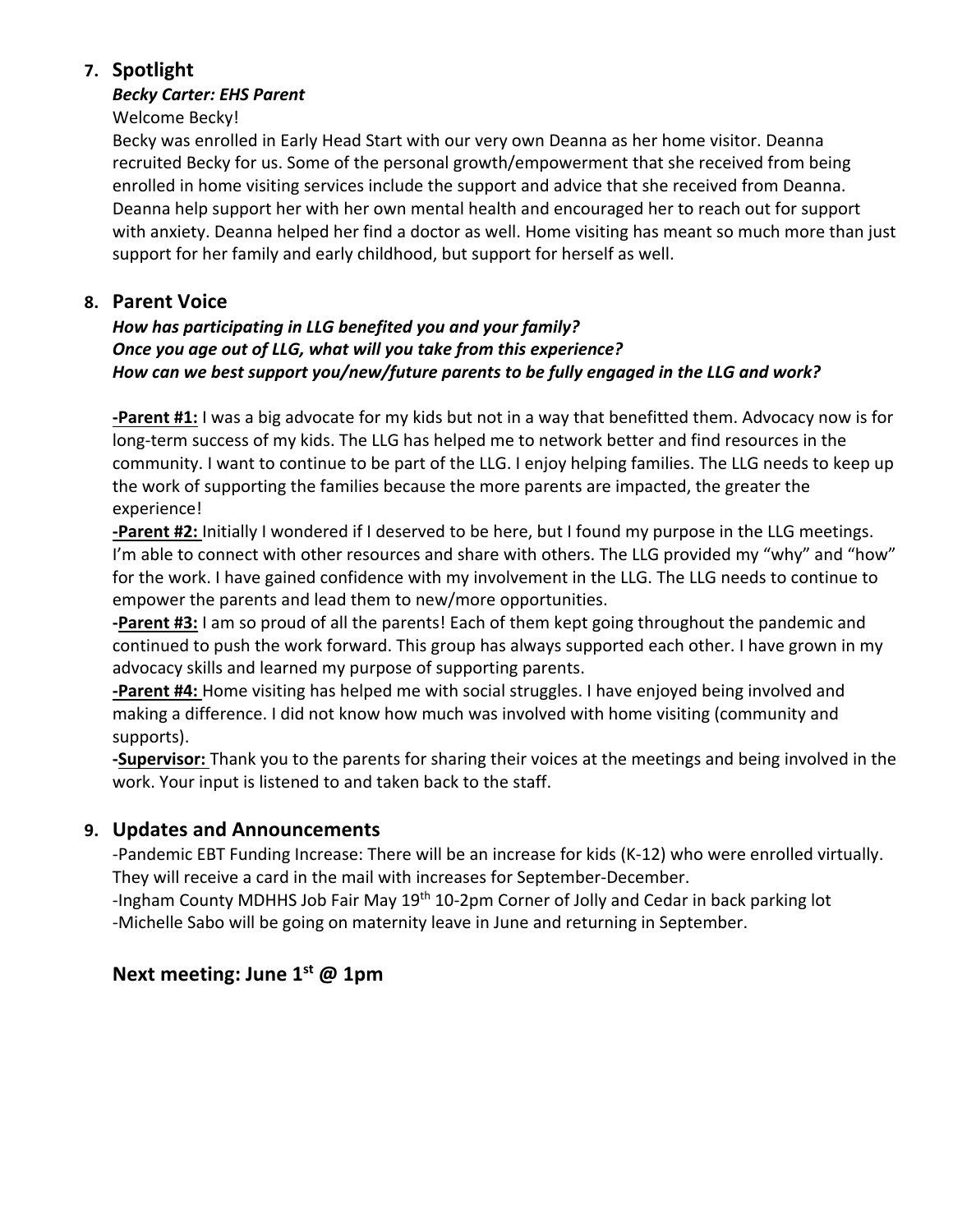7. **Spotlight**

***Becky Carter: EHS Parent***

Welcome Becky!

Becky was enrolled in Early Head Start with our very own Deanna as her home visitor. Deanna recruited Becky for us. Some of the personal growth/empowerment that she received from being enrolled in home visiting services include the support and advice that she received from Deanna. Deanna help support her with her own mental health and encouraged her to reach out for support with anxiety. Deanna helped her find a doctor as well. Home visiting has meant so much more than just support for her family and early childhood, but support for herself as well.

8. **Parent Voice**

***How has participating in LLG benefited you and your family?***
***Once you age out of LLG, what will you take from this experience?***
***How can we best support you/new/future parents to be fully engaged in the LLG and work?***

**-Parent #1:** I was a big advocate for my kids but not in a way that benefitted them. Advocacy now is for long-term success of my kids. The LLG has helped me to network better and find resources in the community. I want to continue to be part of the LLG. I enjoy helping families. The LLG needs to keep up the work of supporting the families because the more parents are impacted, the greater the experience!

**-Parent #2:** Initially I wondered if I deserved to be here, but I found my purpose in the LLG meetings. I'm able to connect with other resources and share with others. The LLG provided my "why" and "how" for the work. I have gained confidence with my involvement in the LLG. The LLG needs to continue to empower the parents and lead them to new/more opportunities.

**-Parent #3:** I am so proud of all the parents! Each of them kept going throughout the pandemic and continued to push the work forward. This group has always supported each other. I have grown in my advocacy skills and learned my purpose of supporting parents.

**-Parent #4:** Home visiting has helped me with social struggles. I have enjoyed being involved and making a difference. I did not know how much was involved with home visiting (community and supports).

**-Supervisor:** Thank you to the parents for sharing their voices at the meetings and being involved in the work. Your input is listened to and taken back to the staff.

9. **Updates and Announcements**

-Pandemic EBT Funding Increase: There will be an increase for kids (K-12) who were enrolled virtually. They will receive a card in the mail with increases for September-December.
-Ingham County MDHHS Job Fair May 19th 10-2pm Corner of Jolly and Cedar in back parking lot
-Michelle Sabo will be going on maternity leave in June and returning in September.

**Next meeting: June 1st @ 1pm**